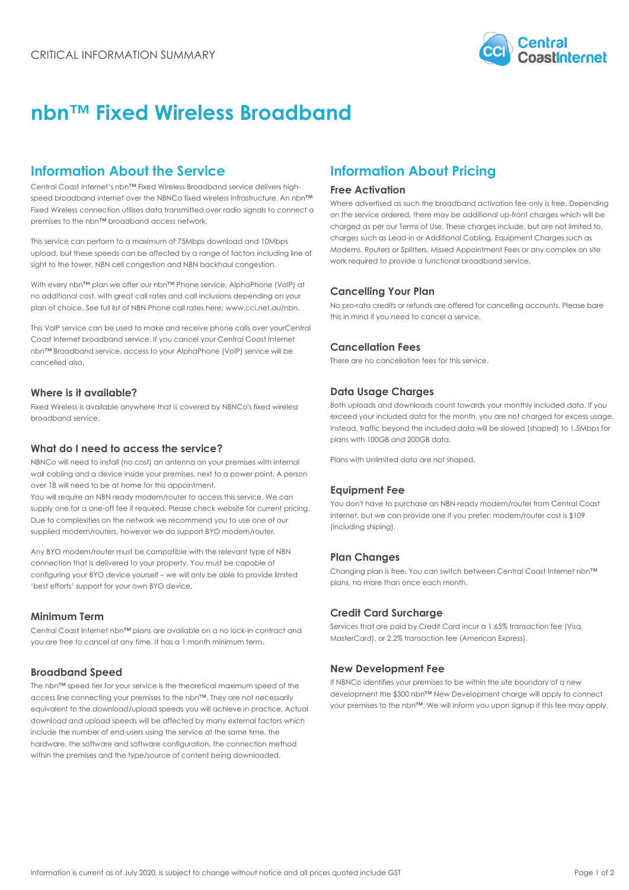CRITICAL INFORMATION SUMMARY

# nbn™ Fixed Wireless Broadband

## Information About the Service

Central Coast Internet's nbn™ Fixed Wireless Broadband service delivers high-speed broadband internet over the NBNCo fixed wireless infrastructure. An nbn™ Fixed Wireless connection utilises data transmitted over radio signals to connect a premises to the nbn™ broadband access network.

This service can perform to a maximum of 75Mbps download and 10Mbps upload, but these speeds can be affected by a range of factors including line of sight to the tower, NBN cell congestion and NBN backhaul congestion.

With every nbn™ plan we offer our nbn™ Phone service, AlphaPhone (VoIP) at no additional cost, with great call rates and call inclusions depending on your plan of choice. See full list of NBN Phone call rates here: www.cci.net.au/nbn.

This VoIP service can be used to make and receive phone calls over yourCentral Coast Internet broadband service. If you cancel your Central Coast Internet nbn™ Broadband service, access to your AlphaPhone (VoIP) service will be cancelled also.

### Where is it available?

Fixed Wireless is available anywhere that is covered by NBNCo's fixed wireless broadband service.

### What do I need to access the service?

NBNCo will need to install (no cost) an antenna on your premises with internal wall cabling and a device inside your premises, next to a power point. A person over 18 will need to be at home for this appointment.
You will require an NBN ready modem/router to access this service. We can supply one for a one-off fee if required. Please check website for current pricing. Due to complexities on the network we recommend you to use one of our supplied modem/routers, however we do support BYO modem/router.

Any BYO modem/router must be compatible with the relevant type of NBN connection that is delivered to your property. You must be capable of configuring your BYO device yourself – we will only be able to provide limited 'best efforts' support for your own BYO device.

### Minimum Term

Central Coast Internet nbn™ plans are available on a no lock-in contract and you are free to cancel at any time. It has a 1 month minimum term.

### Broadband Speed

The nbn™ speed tier for your service is the theoretical maximum speed of the access line connecting your premises to the nbn™. They are not necessarily equivalent to the download/upload speeds you will achieve in practice. Actual download and upload speeds will be affected by many external factors which include the number of end-users using the service at the same time, the hardware, the software and software configuration, the connection method within the premises and the type/source of content being downloaded.

## Information About Pricing

### Free Activation

Where advertised as such the broadband activation fee only is free. Depending on the service ordered, there may be additional up-front charges which will be charged as per our Terms of Use. These charges include, but are not limited to, charges such as Lead-in or Additional Cabling, Equipment Charges such as Modems, Routers or Splitters, Missed Appointment Fees or any complex on site work required to provide a functional broadband service.

### Cancelling Your Plan

No pro-rata credits or refunds are offered for cancelling accounts. Please bare this in mind if you need to cancel a service.

### Cancellation Fees

There are no cancellation fees for this service.

### Data Usage Charges

Both uploads and downloads count towards your monthly included data. If you exceed your included data for the month, you are not charged for excess usage. Instead, traffic beyond the included data will be slowed (shaped) to 1.5Mbps for plans with 100GB and 200GB data.

Plans with Unlimited data are not shaped.

### Equipment Fee

You don't have to purchase an NBN-ready modem/router from Central Coast Internet, but we can provide one if you prefer: modem/router cost is $109 (including shiping).

### Plan Changes

Changing plan is free. You can switch between Central Coast Internet nbn™ plans, no more than once each month.

### Credit Card Surcharge

Services that are paid by Credit Card incur a 1.65% transaction fee (Visa, MasterCard), or 2.2% transaction fee (American Express).

### New Development Fee

If NBNCo identifies your premises to be within the site boundary of a new development the $300 nbn™ New Development charge will apply to connect your premises to the nbn™. We will inform you upon signup if this fee may apply.

Information is current as of July 2020, is subject to change without notice and all prices quoted include GST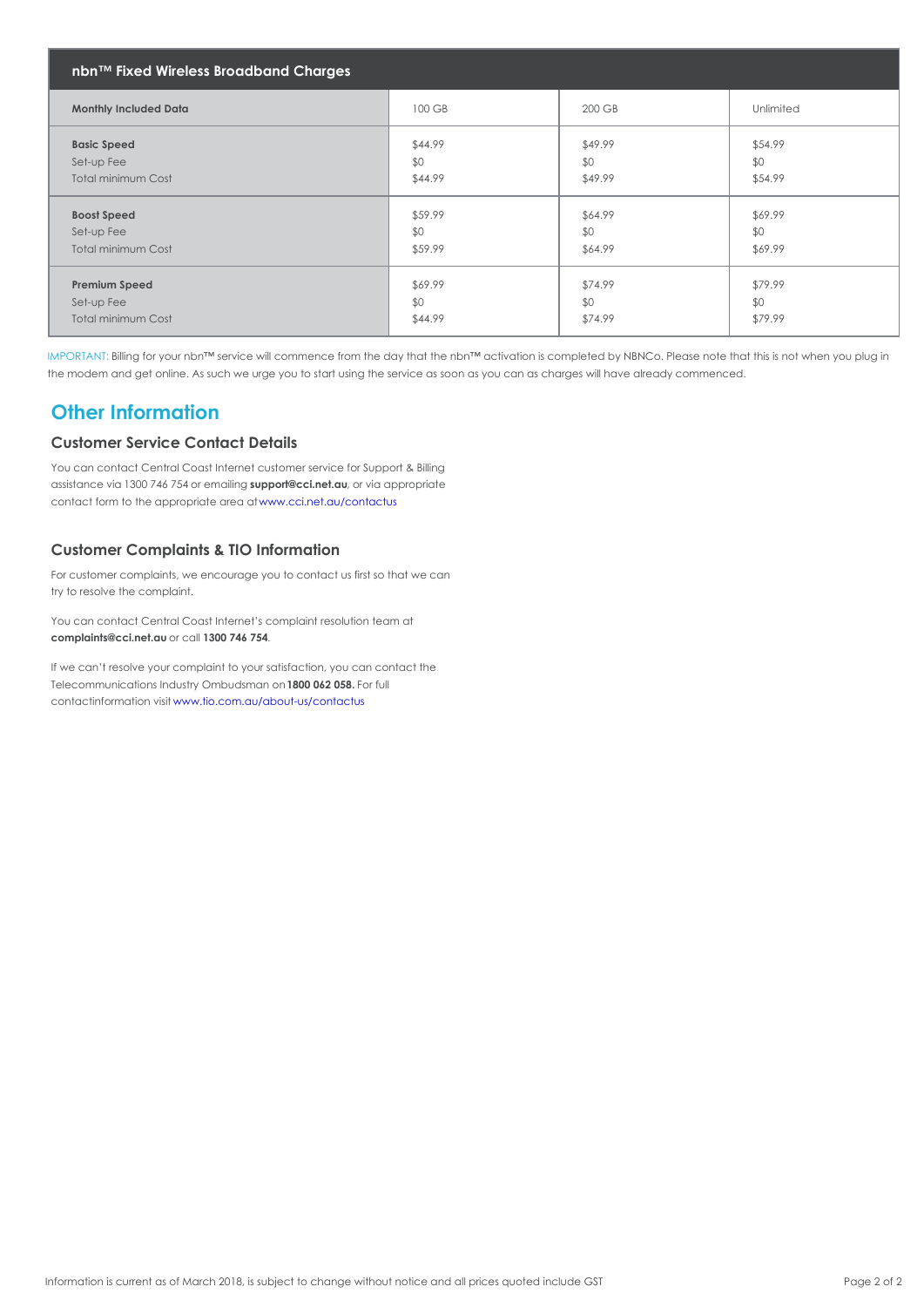| nbn™ Fixed Wireless Broadband Charges | | | |
|---|---|---|---|
| **Monthly Included Data** | 100 GB | 200 GB | Unlimited |
| **Basic Speed**<br>Set-up Fee<br>Total minimum Cost | \$44.99<br>\$0<br>\$44.99 | \$49.99<br>\$0<br>\$49.99 | \$54.99<br>\$0<br>\$54.99 |
| **Boost Speed**<br>Set-up Fee<br>Total minimum Cost | \$59.99<br>\$0<br>\$59.99 | \$64.99<br>\$0<br>\$64.99 | \$69.99<br>\$0<br>\$69.99 |
| **Premium Speed**<br>Set-up Fee<br>Total minimum Cost | \$69.99<br>\$0<br>\$44.99 | \$74.99<br>\$0<br>\$74.99 | \$79.99<br>\$0<br>\$79.99 |

IMPORTANT: Billing for your nbn™ service will commence from the day that the nbn™ activation is completed by NBNCo. Please note that this is not when you plug in the modem and get online. As such we urge you to start using the service as soon as you can as charges will have already commenced.

# Other Information

## Customer Service Contact Details

You can contact Central Coast Internet customer service for Support & Billing assistance via 1300 746 754 or emailing **support@cci.net.au**, or via appropriate contact form to the appropriate area at www.cci.net.au/contactus

## Customer Complaints & TIO Information

For customer complaints, we encourage you to contact us first so that we can try to resolve the complaint.

You can contact Central Coast Internet's complaint resolution team at **complaints@cci.net.au** or call **1300 746 754**.

If we can't resolve your complaint to your satisfaction, you can contact the Telecommunications Industry Ombudsman on **1800 062 058.** For full contactinformation visit www.tio.com.au/about-us/contactus

Information is current as of March 2018, is subject to change without notice and all prices quoted include GST